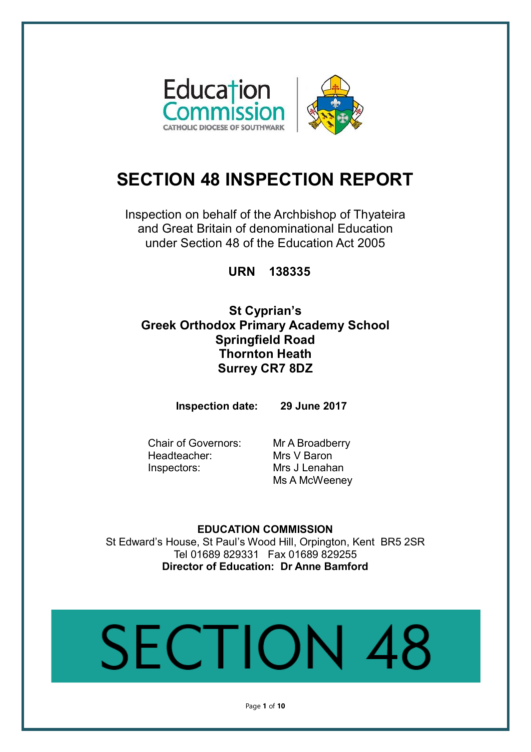Education Commission
CATHOLIC DIOCESE OF SOUTHWARK

# SECTION 48 INSPECTION REPORT

Inspection on behalf of the Archbishop of Thyateira and Great Britain of denominational Education under Section 48 of the Education Act 2005

**URN 138335**

**St Cyprian's**
**Greek Orthodox Primary Academy School**
**Springfield Road**
**Thornton Heath**
**Surrey CR7 8DZ**

**Inspection date: 29 June 2017**

| | |
|---|---|
| Chair of Governors: | Mr A Broadberry |
| Headteacher: | Mrs V Baron |
| Inspectors: | Mrs J Lenahan |
| | Ms A McWeeney |

**EDUCATION COMMISSION**
St Edward's House, St Paul's Wood Hill, Orpington, Kent BR5 2SR
Tel 01689 829331 Fax 01689 829255
**Director of Education: Dr Anne Bamford**

SECTION 48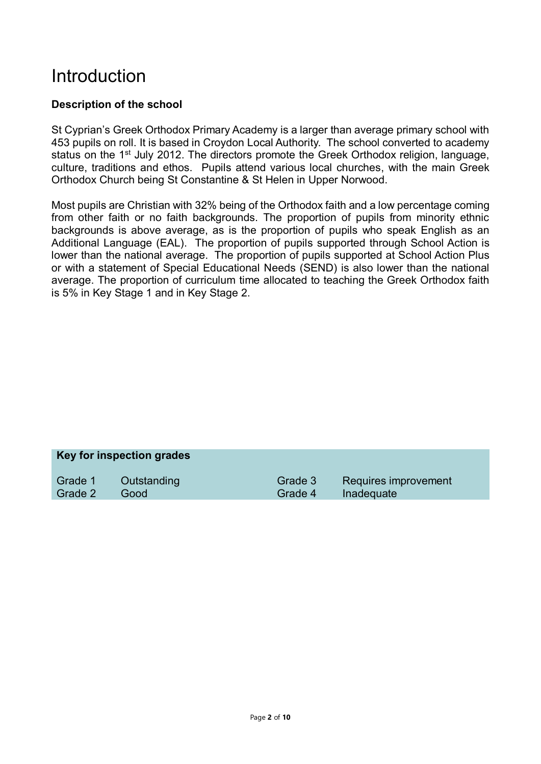# Introduction

**Description of the school**

St Cyprian's Greek Orthodox Primary Academy is a larger than average primary school with 453 pupils on roll. It is based in Croydon Local Authority. The school converted to academy status on the 1st July 2012. The directors promote the Greek Orthodox religion, language, culture, traditions and ethos. Pupils attend various local churches, with the main Greek Orthodox Church being St Constantine & St Helen in Upper Norwood.

Most pupils are Christian with 32% being of the Orthodox faith and a low percentage coming from other faith or no faith backgrounds. The proportion of pupils from minority ethnic backgrounds is above average, as is the proportion of pupils who speak English as an Additional Language (EAL). The proportion of pupils supported through School Action is lower than the national average. The proportion of pupils supported at School Action Plus or with a statement of Special Educational Needs (SEND) is also lower than the national average. The proportion of curriculum time allocated to teaching the Greek Orthodox faith is 5% in Key Stage 1 and in Key Stage 2.

| **Key for inspection grades** | | | |
|---|---|---|---|
| Grade 1 | Outstanding | Grade 3 | Requires improvement |
| Grade 2 | Good | Grade 4 | Inadequate |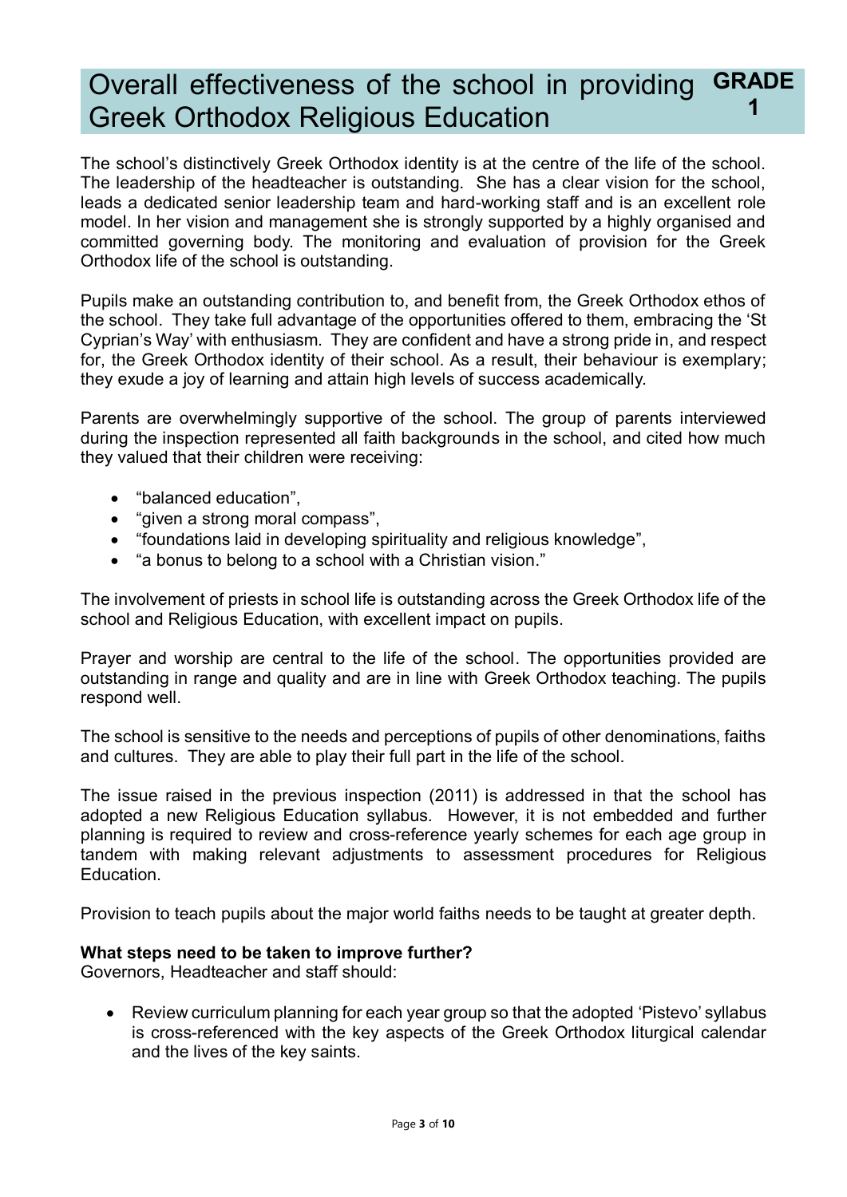# Overall effectiveness of the school in providing Greek Orthodox Religious Education — GRADE 1

The school's distinctively Greek Orthodox identity is at the centre of the life of the school. The leadership of the headteacher is outstanding. She has a clear vision for the school, leads a dedicated senior leadership team and hard-working staff and is an excellent role model. In her vision and management she is strongly supported by a highly organised and committed governing body. The monitoring and evaluation of provision for the Greek Orthodox life of the school is outstanding.

Pupils make an outstanding contribution to, and benefit from, the Greek Orthodox ethos of the school. They take full advantage of the opportunities offered to them, embracing the 'St Cyprian's Way' with enthusiasm. They are confident and have a strong pride in, and respect for, the Greek Orthodox identity of their school. As a result, their behaviour is exemplary; they exude a joy of learning and attain high levels of success academically.

Parents are overwhelmingly supportive of the school. The group of parents interviewed during the inspection represented all faith backgrounds in the school, and cited how much they valued that their children were receiving:

- "balanced education",
- "given a strong moral compass",
- "foundations laid in developing spirituality and religious knowledge",
- "a bonus to belong to a school with a Christian vision."

The involvement of priests in school life is outstanding across the Greek Orthodox life of the school and Religious Education, with excellent impact on pupils.

Prayer and worship are central to the life of the school. The opportunities provided are outstanding in range and quality and are in line with Greek Orthodox teaching. The pupils respond well.

The school is sensitive to the needs and perceptions of pupils of other denominations, faiths and cultures. They are able to play their full part in the life of the school.

The issue raised in the previous inspection (2011) is addressed in that the school has adopted a new Religious Education syllabus. However, it is not embedded and further planning is required to review and cross-reference yearly schemes for each age group in tandem with making relevant adjustments to assessment procedures for Religious Education.

Provision to teach pupils about the major world faiths needs to be taught at greater depth.

**What steps need to be taken to improve further?**
Governors, Headteacher and staff should:

- Review curriculum planning for each year group so that the adopted 'Pistevo' syllabus is cross-referenced with the key aspects of the Greek Orthodox liturgical calendar and the lives of the key saints.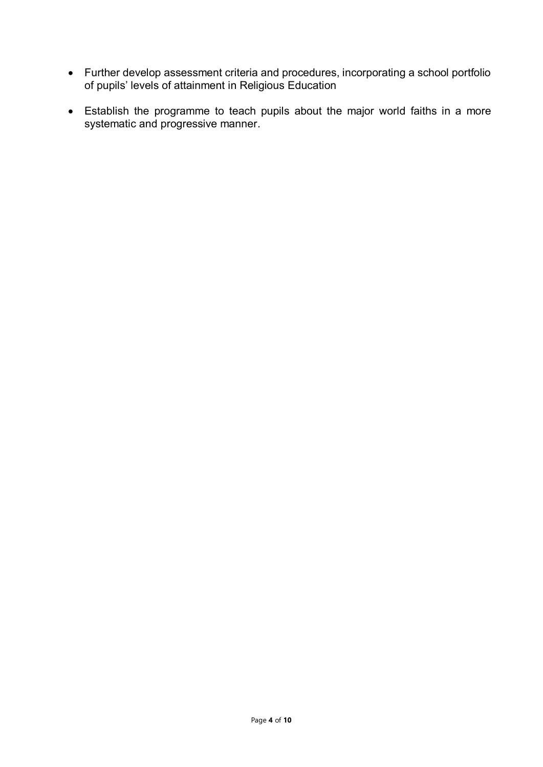- Further develop assessment criteria and procedures, incorporating a school portfolio of pupils' levels of attainment in Religious Education

- Establish the programme to teach pupils about the major world faiths in a more systematic and progressive manner.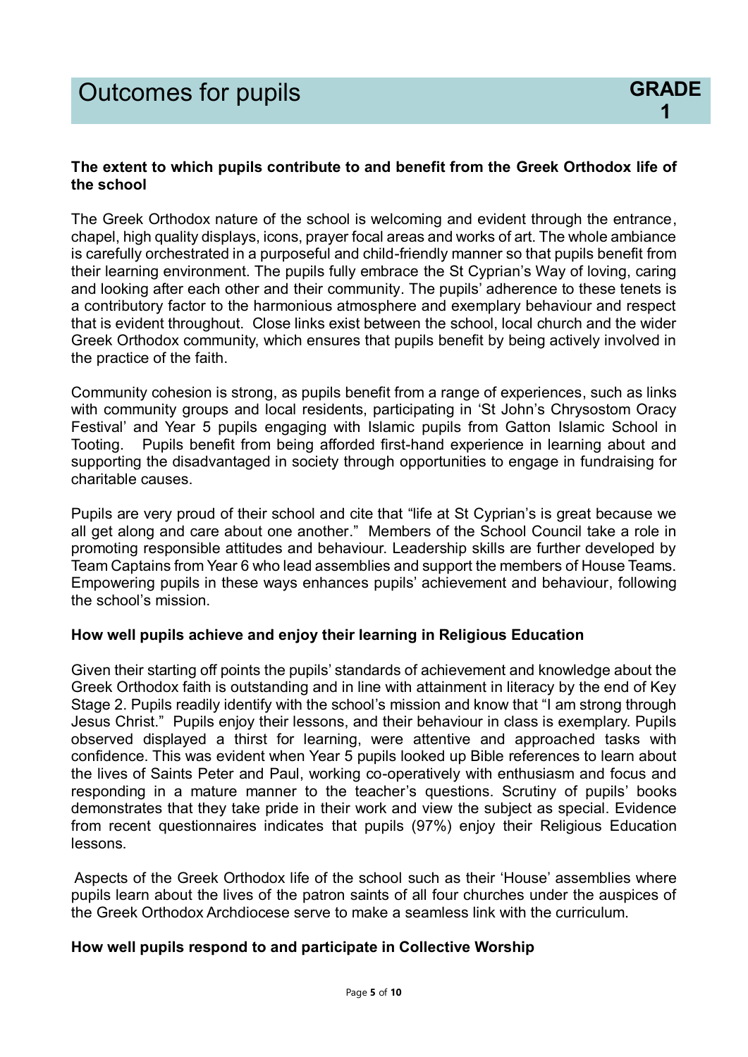## Outcomes for pupils

**GRADE 1**

**The extent to which pupils contribute to and benefit from the Greek Orthodox life of the school**

The Greek Orthodox nature of the school is welcoming and evident through the entrance, chapel, high quality displays, icons, prayer focal areas and works of art. The whole ambiance is carefully orchestrated in a purposeful and child-friendly manner so that pupils benefit from their learning environment. The pupils fully embrace the St Cyprian's Way of loving, caring and looking after each other and their community. The pupils' adherence to these tenets is a contributory factor to the harmonious atmosphere and exemplary behaviour and respect that is evident throughout. Close links exist between the school, local church and the wider Greek Orthodox community, which ensures that pupils benefit by being actively involved in the practice of the faith.

Community cohesion is strong, as pupils benefit from a range of experiences, such as links with community groups and local residents, participating in 'St John's Chrysostom Oracy Festival' and Year 5 pupils engaging with Islamic pupils from Gatton Islamic School in Tooting. Pupils benefit from being afforded first-hand experience in learning about and supporting the disadvantaged in society through opportunities to engage in fundraising for charitable causes.

Pupils are very proud of their school and cite that "life at St Cyprian's is great because we all get along and care about one another." Members of the School Council take a role in promoting responsible attitudes and behaviour. Leadership skills are further developed by Team Captains from Year 6 who lead assemblies and support the members of House Teams. Empowering pupils in these ways enhances pupils' achievement and behaviour, following the school's mission.

**How well pupils achieve and enjoy their learning in Religious Education**

Given their starting off points the pupils' standards of achievement and knowledge about the Greek Orthodox faith is outstanding and in line with attainment in literacy by the end of Key Stage 2. Pupils readily identify with the school's mission and know that "I am strong through Jesus Christ." Pupils enjoy their lessons, and their behaviour in class is exemplary. Pupils observed displayed a thirst for learning, were attentive and approached tasks with confidence. This was evident when Year 5 pupils looked up Bible references to learn about the lives of Saints Peter and Paul, working co-operatively with enthusiasm and focus and responding in a mature manner to the teacher's questions. Scrutiny of pupils' books demonstrates that they take pride in their work and view the subject as special. Evidence from recent questionnaires indicates that pupils (97%) enjoy their Religious Education lessons.

Aspects of the Greek Orthodox life of the school such as their 'House' assemblies where pupils learn about the lives of the patron saints of all four churches under the auspices of the Greek Orthodox Archdiocese serve to make a seamless link with the curriculum.

**How well pupils respond to and participate in Collective Worship**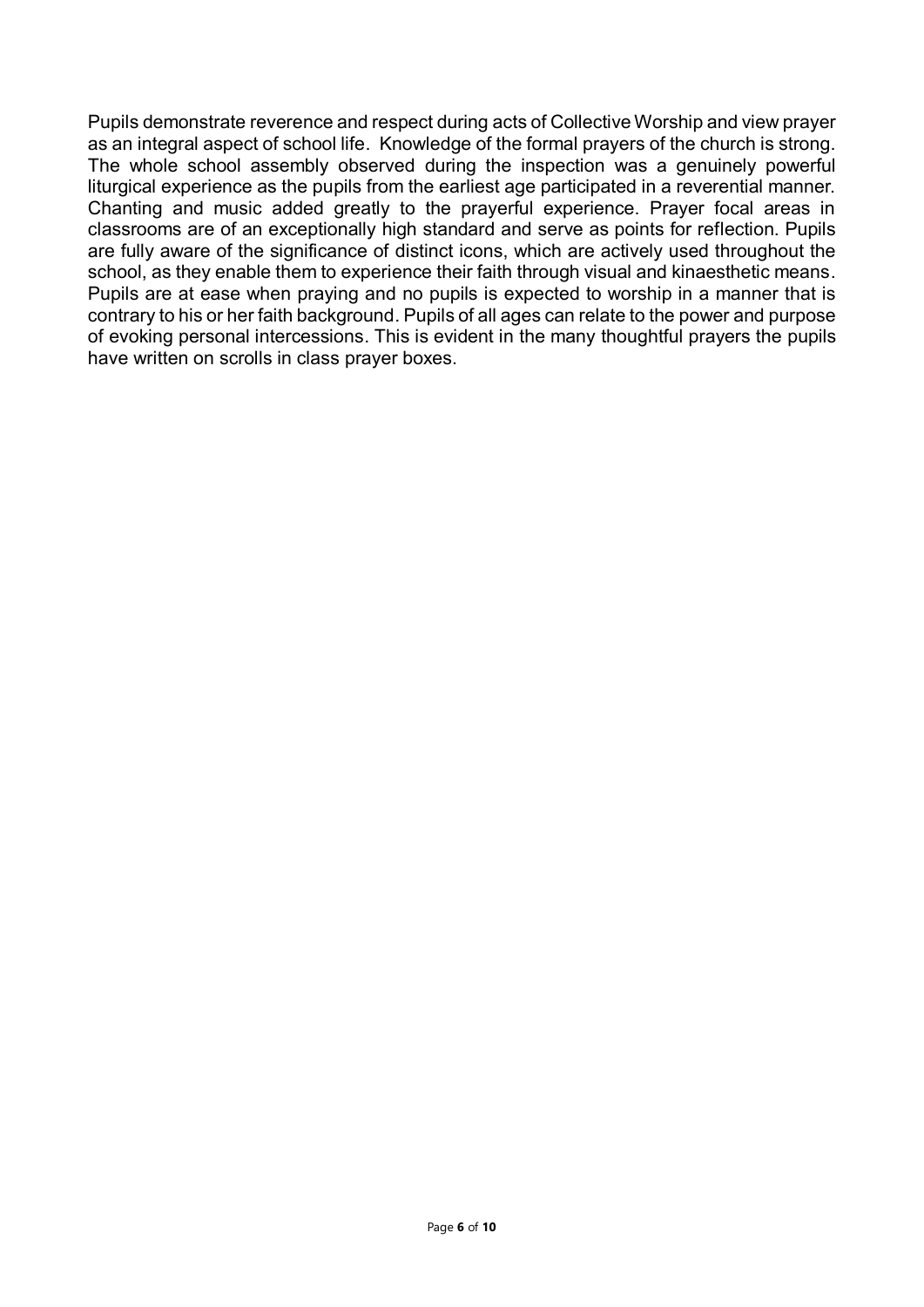Pupils demonstrate reverence and respect during acts of Collective Worship and view prayer as an integral aspect of school life. Knowledge of the formal prayers of the church is strong. The whole school assembly observed during the inspection was a genuinely powerful liturgical experience as the pupils from the earliest age participated in a reverential manner. Chanting and music added greatly to the prayerful experience. Prayer focal areas in classrooms are of an exceptionally high standard and serve as points for reflection. Pupils are fully aware of the significance of distinct icons, which are actively used throughout the school, as they enable them to experience their faith through visual and kinaesthetic means. Pupils are at ease when praying and no pupils is expected to worship in a manner that is contrary to his or her faith background. Pupils of all ages can relate to the power and purpose of evoking personal intercessions. This is evident in the many thoughtful prayers the pupils have written on scrolls in class prayer boxes.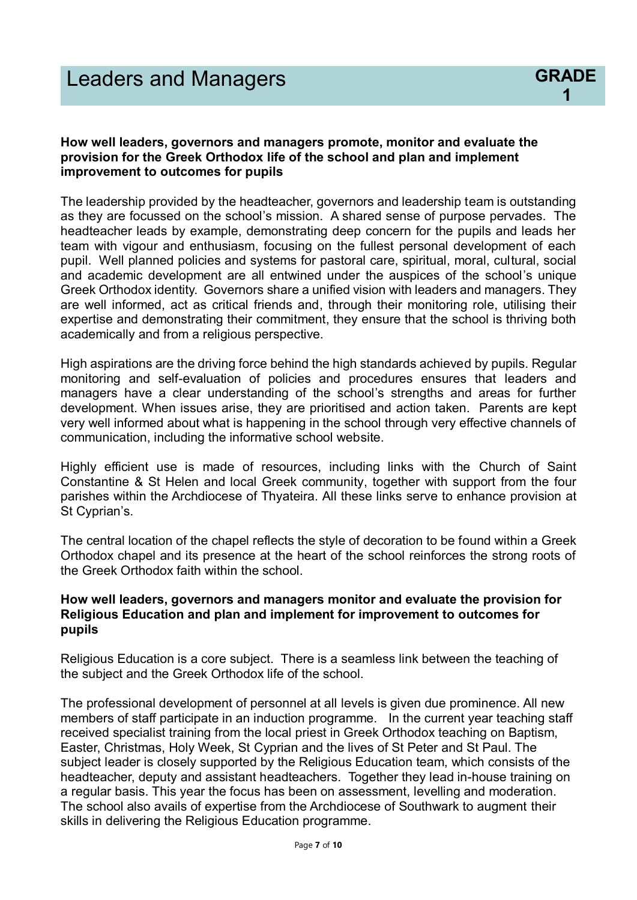# Leaders and Managers

**GRADE 1**

**How well leaders, governors and managers promote, monitor and evaluate the provision for the Greek Orthodox life of the school and plan and implement improvement to outcomes for pupils**

The leadership provided by the headteacher, governors and leadership team is outstanding as they are focussed on the school's mission. A shared sense of purpose pervades. The headteacher leads by example, demonstrating deep concern for the pupils and leads her team with vigour and enthusiasm, focusing on the fullest personal development of each pupil. Well planned policies and systems for pastoral care, spiritual, moral, cultural, social and academic development are all entwined under the auspices of the school's unique Greek Orthodox identity. Governors share a unified vision with leaders and managers. They are well informed, act as critical friends and, through their monitoring role, utilising their expertise and demonstrating their commitment, they ensure that the school is thriving both academically and from a religious perspective.

High aspirations are the driving force behind the high standards achieved by pupils. Regular monitoring and self-evaluation of policies and procedures ensures that leaders and managers have a clear understanding of the school's strengths and areas for further development. When issues arise, they are prioritised and action taken. Parents are kept very well informed about what is happening in the school through very effective channels of communication, including the informative school website.

Highly efficient use is made of resources, including links with the Church of Saint Constantine & St Helen and local Greek community, together with support from the four parishes within the Archdiocese of Thyateira. All these links serve to enhance provision at St Cyprian's.

The central location of the chapel reflects the style of decoration to be found within a Greek Orthodox chapel and its presence at the heart of the school reinforces the strong roots of the Greek Orthodox faith within the school.

**How well leaders, governors and managers monitor and evaluate the provision for Religious Education and plan and implement for improvement to outcomes for pupils**

Religious Education is a core subject. There is a seamless link between the teaching of the subject and the Greek Orthodox life of the school.

The professional development of personnel at all levels is given due prominence. All new members of staff participate in an induction programme. In the current year teaching staff received specialist training from the local priest in Greek Orthodox teaching on Baptism, Easter, Christmas, Holy Week, St Cyprian and the lives of St Peter and St Paul. The subject leader is closely supported by the Religious Education team, which consists of the headteacher, deputy and assistant headteachers. Together they lead in-house training on a regular basis. This year the focus has been on assessment, levelling and moderation. The school also avails of expertise from the Archdiocese of Southwark to augment their skills in delivering the Religious Education programme.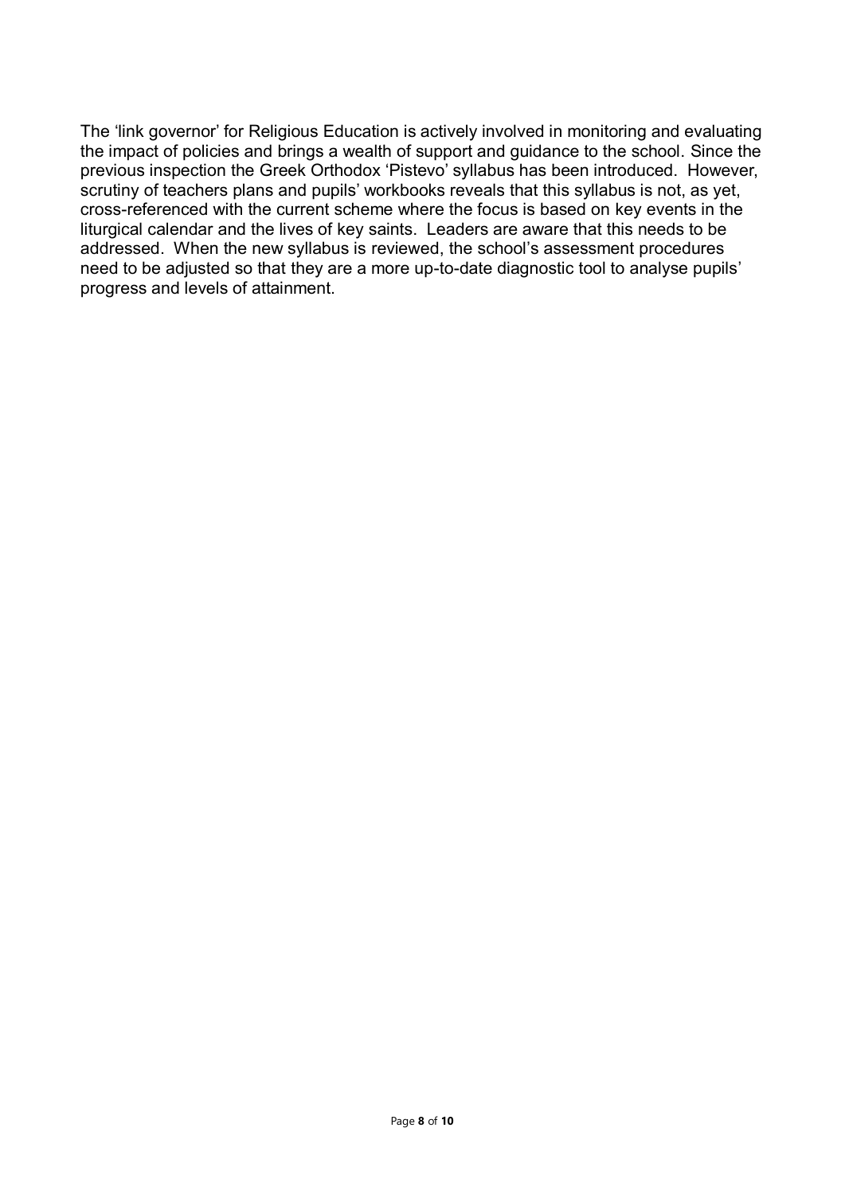The 'link governor' for Religious Education is actively involved in monitoring and evaluating the impact of policies and brings a wealth of support and guidance to the school. Since the previous inspection the Greek Orthodox 'Pistevo' syllabus has been introduced. However, scrutiny of teachers plans and pupils' workbooks reveals that this syllabus is not, as yet, cross-referenced with the current scheme where the focus is based on key events in the liturgical calendar and the lives of key saints. Leaders are aware that this needs to be addressed. When the new syllabus is reviewed, the school's assessment procedures need to be adjusted so that they are a more up-to-date diagnostic tool to analyse pupils' progress and levels of attainment.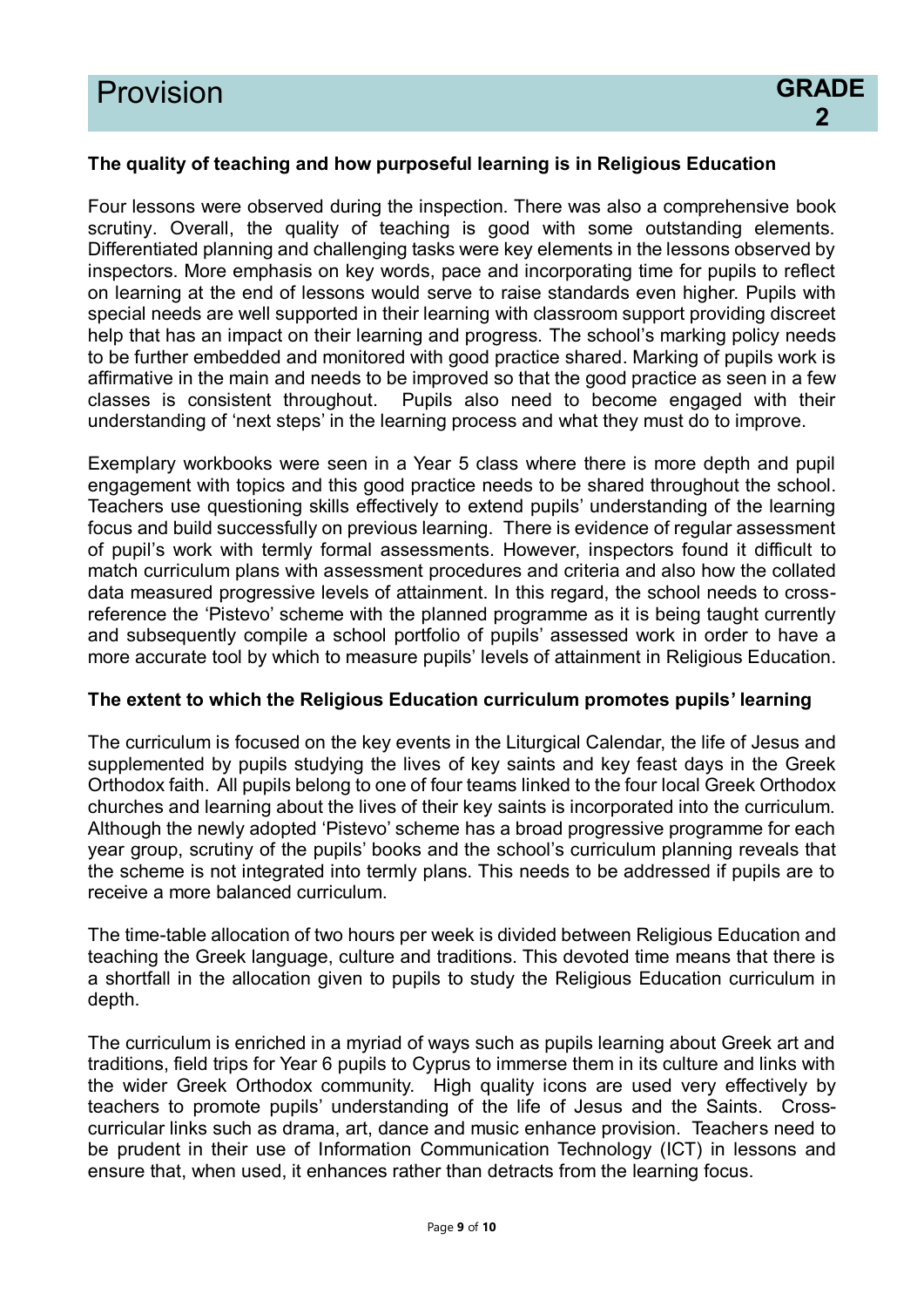# Provision

**GRADE 2**

**The quality of teaching and how purposeful learning is in Religious Education**

Four lessons were observed during the inspection. There was also a comprehensive book scrutiny. Overall, the quality of teaching is good with some outstanding elements. Differentiated planning and challenging tasks were key elements in the lessons observed by inspectors. More emphasis on key words, pace and incorporating time for pupils to reflect on learning at the end of lessons would serve to raise standards even higher. Pupils with special needs are well supported in their learning with classroom support providing discreet help that has an impact on their learning and progress. The school's marking policy needs to be further embedded and monitored with good practice shared. Marking of pupils work is affirmative in the main and needs to be improved so that the good practice as seen in a few classes is consistent throughout. Pupils also need to become engaged with their understanding of 'next steps' in the learning process and what they must do to improve.

Exemplary workbooks were seen in a Year 5 class where there is more depth and pupil engagement with topics and this good practice needs to be shared throughout the school. Teachers use questioning skills effectively to extend pupils' understanding of the learning focus and build successfully on previous learning. There is evidence of regular assessment of pupil's work with termly formal assessments. However, inspectors found it difficult to match curriculum plans with assessment procedures and criteria and also how the collated data measured progressive levels of attainment. In this regard, the school needs to cross-reference the 'Pistevo' scheme with the planned programme as it is being taught currently and subsequently compile a school portfolio of pupils' assessed work in order to have a more accurate tool by which to measure pupils' levels of attainment in Religious Education.

**The extent to which the Religious Education curriculum promotes pupils' learning**

The curriculum is focused on the key events in the Liturgical Calendar, the life of Jesus and supplemented by pupils studying the lives of key saints and key feast days in the Greek Orthodox faith. All pupils belong to one of four teams linked to the four local Greek Orthodox churches and learning about the lives of their key saints is incorporated into the curriculum. Although the newly adopted 'Pistevo' scheme has a broad progressive programme for each year group, scrutiny of the pupils' books and the school's curriculum planning reveals that the scheme is not integrated into termly plans. This needs to be addressed if pupils are to receive a more balanced curriculum.

The time-table allocation of two hours per week is divided between Religious Education and teaching the Greek language, culture and traditions. This devoted time means that there is a shortfall in the allocation given to pupils to study the Religious Education curriculum in depth.

The curriculum is enriched in a myriad of ways such as pupils learning about Greek art and traditions, field trips for Year 6 pupils to Cyprus to immerse them in its culture and links with the wider Greek Orthodox community. High quality icons are used very effectively by teachers to promote pupils' understanding of the life of Jesus and the Saints. Cross-curricular links such as drama, art, dance and music enhance provision. Teachers need to be prudent in their use of Information Communication Technology (ICT) in lessons and ensure that, when used, it enhances rather than detracts from the learning focus.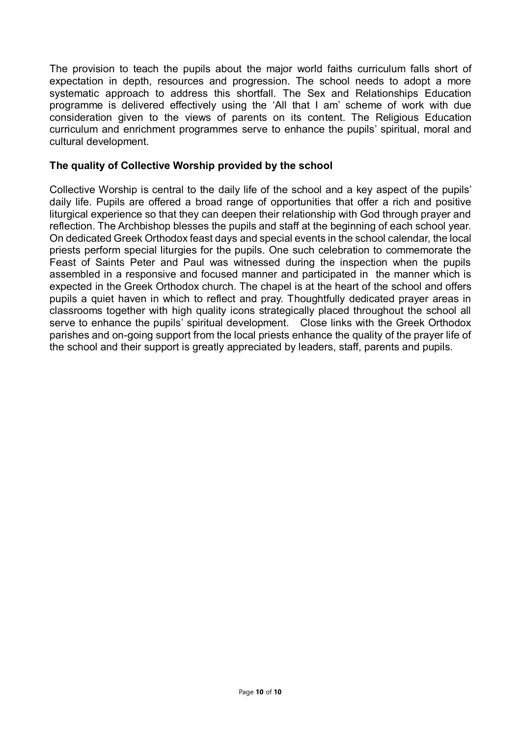The provision to teach the pupils about the major world faiths curriculum falls short of expectation in depth, resources and progression. The school needs to adopt a more systematic approach to address this shortfall. The Sex and Relationships Education programme is delivered effectively using the 'All that I am' scheme of work with due consideration given to the views of parents on its content. The Religious Education curriculum and enrichment programmes serve to enhance the pupils' spiritual, moral and cultural development.

**The quality of Collective Worship provided by the school**

Collective Worship is central to the daily life of the school and a key aspect of the pupils' daily life. Pupils are offered a broad range of opportunities that offer a rich and positive liturgical experience so that they can deepen their relationship with God through prayer and reflection. The Archbishop blesses the pupils and staff at the beginning of each school year. On dedicated Greek Orthodox feast days and special events in the school calendar, the local priests perform special liturgies for the pupils. One such celebration to commemorate the Feast of Saints Peter and Paul was witnessed during the inspection when the pupils assembled in a responsive and focused manner and participated in the manner which is expected in the Greek Orthodox church. The chapel is at the heart of the school and offers pupils a quiet haven in which to reflect and pray. Thoughtfully dedicated prayer areas in classrooms together with high quality icons strategically placed throughout the school all serve to enhance the pupils' spiritual development. Close links with the Greek Orthodox parishes and on-going support from the local priests enhance the quality of the prayer life of the school and their support is greatly appreciated by leaders, staff, parents and pupils.